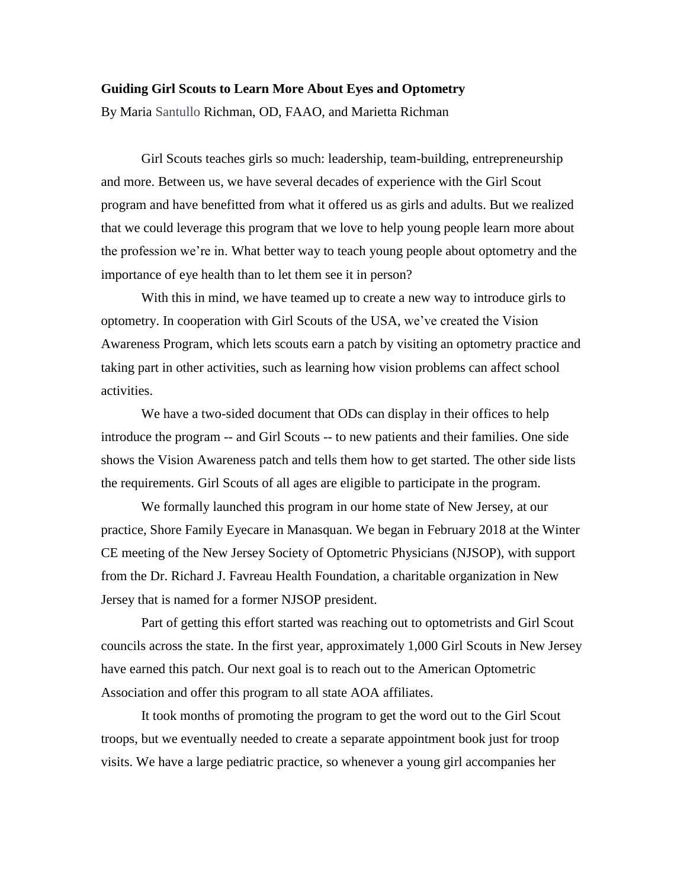**Guiding Girl Scouts to Learn More About Eyes and Optometry**

By Maria Santullo Richman, OD, FAAO, and Marietta Richman

Girl Scouts teaches girls so much: leadership, team-building, entrepreneurship and more. Between us, we have several decades of experience with the Girl Scout program and have benefitted from what it offered us as girls and adults. But we realized that we could leverage this program that we love to help young people learn more about the profession we're in. What better way to teach young people about optometry and the importance of eye health than to let them see it in person?

With this in mind, we have teamed up to create a new way to introduce girls to optometry. In cooperation with Girl Scouts of the USA, we've created the Vision Awareness Program, which lets scouts earn a patch by visiting an optometry practice and taking part in other activities, such as learning how vision problems can affect school activities.

We have a two-sided document that ODs can display in their offices to help introduce the program -- and Girl Scouts -- to new patients and their families. One side shows the Vision Awareness patch and tells them how to get started. The other side lists the requirements. Girl Scouts of all ages are eligible to participate in the program.

We formally launched this program in our home state of New Jersey, at our practice, Shore Family Eyecare in Manasquan. We began in February 2018 at the Winter CE meeting of the New Jersey Society of Optometric Physicians (NJSOP), with support from the Dr. Richard J. Favreau Health Foundation, a charitable organization in New Jersey that is named for a former NJSOP president.

Part of getting this effort started was reaching out to optometrists and Girl Scout councils across the state. In the first year, approximately 1,000 Girl Scouts in New Jersey have earned this patch. Our next goal is to reach out to the American Optometric Association and offer this program to all state AOA affiliates.

It took months of promoting the program to get the word out to the Girl Scout troops, but we eventually needed to create a separate appointment book just for troop visits. We have a large pediatric practice, so whenever a young girl accompanies her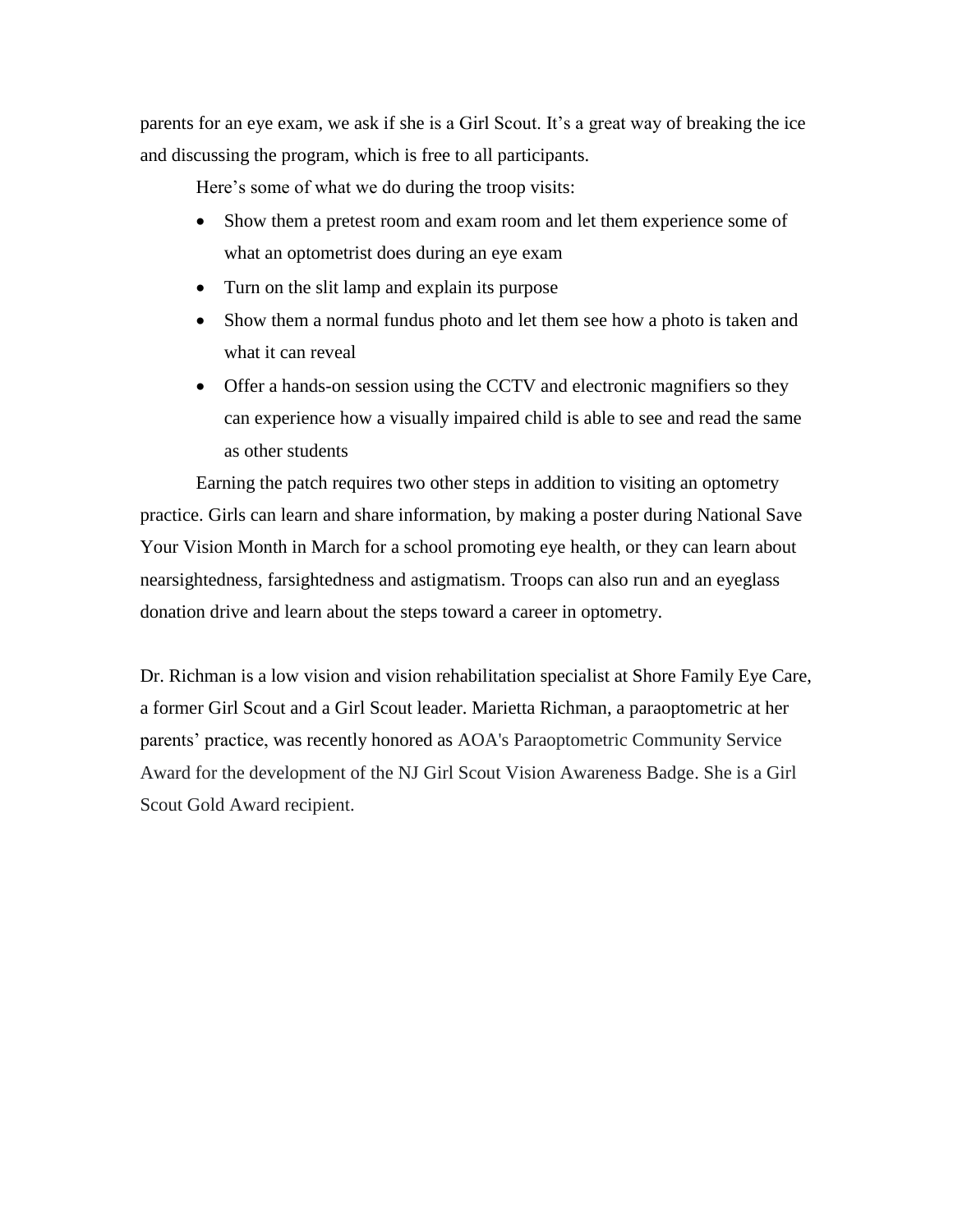parents for an eye exam, we ask if she is a Girl Scout. It's a great way of breaking the ice and discussing the program, which is free to all participants.

Here's some of what we do during the troop visits:

- Show them a pretest room and exam room and let them experience some of what an optometrist does during an eye exam
- Turn on the slit lamp and explain its purpose
- Show them a normal fundus photo and let them see how a photo is taken and what it can reveal
- Offer a hands-on session using the CCTV and electronic magnifiers so they can experience how a visually impaired child is able to see and read the same as other students

Earning the patch requires two other steps in addition to visiting an optometry practice. Girls can learn and share information, by making a poster during National Save Your Vision Month in March for a school promoting eye health, or they can learn about nearsightedness, farsightedness and astigmatism. Troops can also run and an eyeglass donation drive and learn about the steps toward a career in optometry.

Dr. Richman is a low vision and vision rehabilitation specialist at Shore Family Eye Care, a former Girl Scout and a Girl Scout leader. Marietta Richman, a paraoptometric at her parents' practice, was recently honored as AOA's Paraoptometric Community Service Award for the development of the NJ Girl Scout Vision Awareness Badge. She is a Girl Scout Gold Award recipient.